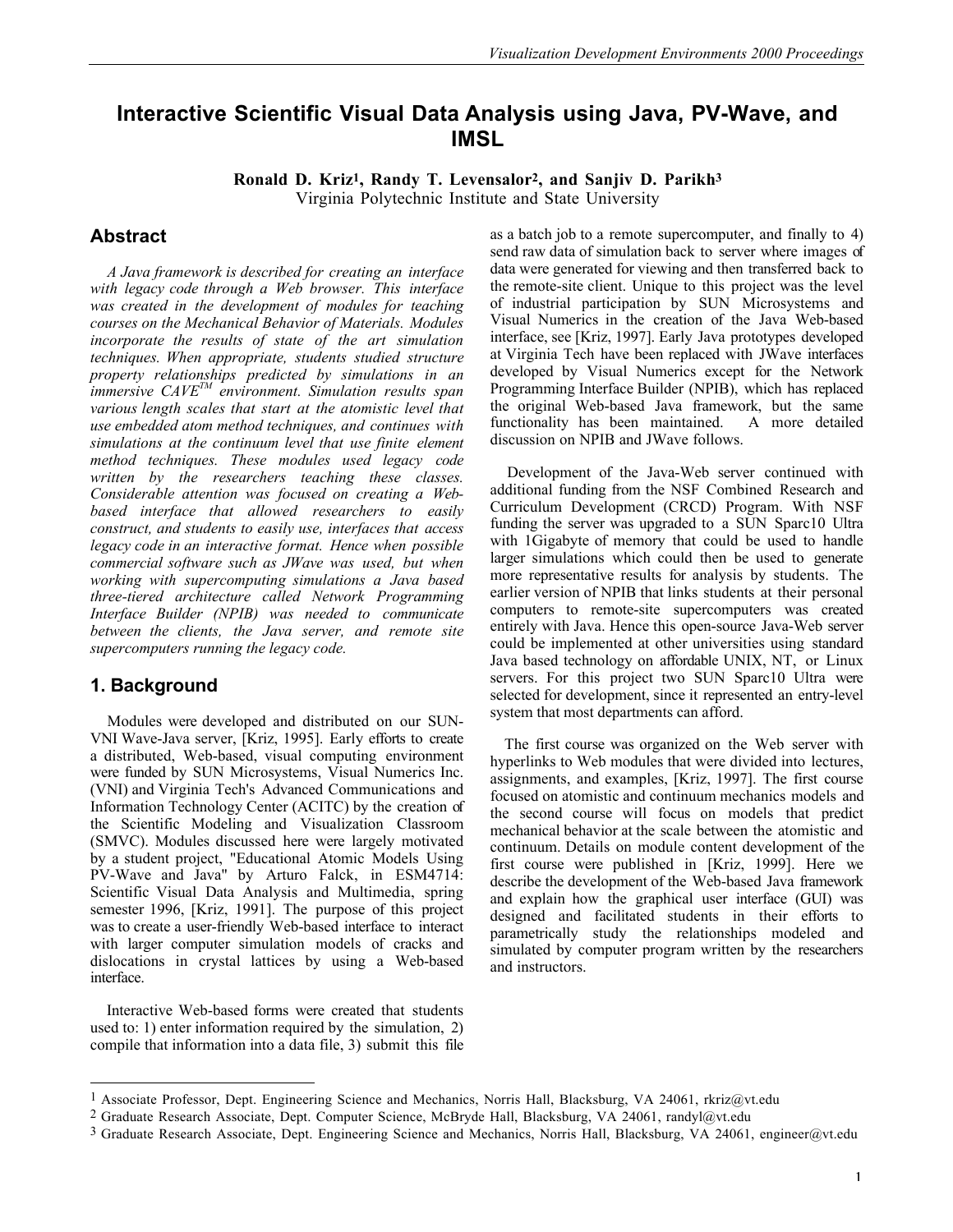# Interactive Scientific Visual Data Analysis using Java, PV-Wave, and IMSL

**Ronald D. Kriz[1], Randy T. Levensalor[2], and Sanjiv D. Parikh[3]**
Virginia Polytechnic Institute and State University

## Abstract

*A Java framework is described for creating an interface with legacy code through a Web browser. This interface was created in the development of modules for teaching courses on the Mechanical Behavior of Materials. Modules incorporate the results of state of the art simulation techniques. When appropriate, students studied structure property relationships predicted by simulations in an immersive CAVE™ environment. Simulation results span various length scales that start at the atomistic level that use embedded atom method techniques, and continues with simulations at the continuum level that use finite element method techniques. These modules used legacy code written by the researchers teaching these classes. Considerable attention was focused on creating a Web-based interface that allowed researchers to easily construct, and students to easily use, interfaces that access legacy code in an interactive format. Hence when possible commercial software such as JWave was used, but when working with supercomputing simulations a Java based three-tiered architecture called Network Programming Interface Builder (NPIB) was needed to communicate between the clients, the Java server, and remote site supercomputers running the legacy code.*

## 1. Background

Modules were developed and distributed on our SUN-VNI Wave-Java server, [Kriz, 1995]. Early efforts to create a distributed, Web-based, visual computing environment were funded by SUN Microsystems, Visual Numerics Inc. (VNI) and Virginia Tech's Advanced Communications and Information Technology Center (ACITC) by the creation of the Scientific Modeling and Visualization Classroom (SMVC). Modules discussed here were largely motivated by a student project, "Educational Atomic Models Using PV-Wave and Java" by Arturo Falck, in ESM4714: Scientific Visual Data Analysis and Multimedia, spring semester 1996, [Kriz, 1991]. The purpose of this project was to create a user-friendly Web-based interface to interact with larger computer simulation models of cracks and dislocations in crystal lattices by using a Web-based interface.

Interactive Web-based forms were created that students used to: 1) enter information required by the simulation, 2) compile that information into a data file, 3) submit this file as a batch job to a remote supercomputer, and finally to 4) send raw data of simulation back to server where images of data were generated for viewing and then transferred back to the remote-site client. Unique to this project was the level of industrial participation by SUN Microsystems and Visual Numerics in the creation of the Java Web-based interface, see [Kriz, 1997]. Early Java prototypes developed at Virginia Tech have been replaced with JWave interfaces developed by Visual Numerics except for the Network Programming Interface Builder (NPIB), which has replaced the original Web-based Java framework, but the same functionality has been maintained. A more detailed discussion on NPIB and JWave follows.

Development of the Java-Web server continued with additional funding from the NSF Combined Research and Curriculum Development (CRCD) Program. With NSF funding the server was upgraded to a SUN Sparc10 Ultra with 1Gigabyte of memory that could be used to handle larger simulations which could then be used to generate more representative results for analysis by students. The earlier version of NPIB that links students at their personal computers to remote-site supercomputers was created entirely with Java. Hence this open-source Java-Web server could be implemented at other universities using standard Java based technology on affordable UNIX, NT, or Linux servers. For this project two SUN Sparc10 Ultra were selected for development, since it represented an entry-level system that most departments can afford.

The first course was organized on the Web server with hyperlinks to Web modules that were divided into lectures, assignments, and examples, [Kriz, 1997]. The first course focused on atomistic and continuum mechanics models and the second course will focus on models that predict mechanical behavior at the scale between the atomistic and continuum. Details on module content development of the first course were published in [Kriz, 1999]. Here we describe the development of the Web-based Java framework and explain how the graphical user interface (GUI) was designed and facilitated students in their efforts to parametrically study the relationships modeled and simulated by computer program written by the researchers and instructors.

---

[1] Associate Professor, Dept. Engineering Science and Mechanics, Norris Hall, Blacksburg, VA 24061, rkriz@vt.edu

[2] Graduate Research Associate, Dept. Computer Science, McBryde Hall, Blacksburg, VA 24061, randyl@vt.edu

[3] Graduate Research Associate, Dept. Engineering Science and Mechanics, Norris Hall, Blacksburg, VA 24061, engineer@vt.edu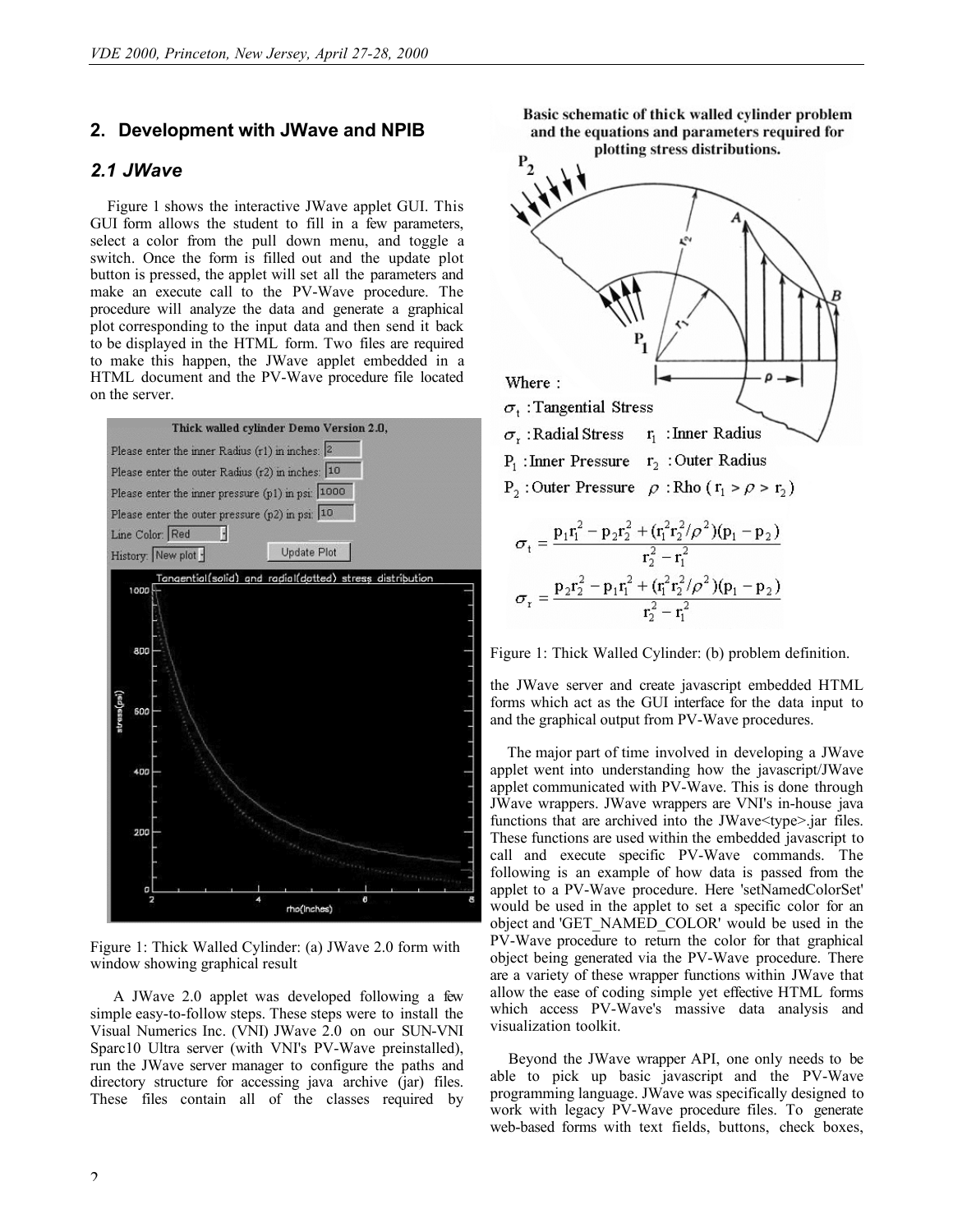## 2. Development with JWave and NPIB

### *2.1 JWave*

Figure 1 shows the interactive JWave applet GUI. This GUI form allows the student to fill in a few parameters, select a color from the pull down menu, and toggle a switch. Once the form is filled out and the update plot button is pressed, the applet will set all the parameters and make an execute call to the PV-Wave procedure. The procedure will analyze the data and generate a graphical plot corresponding to the input data and then send it back to be displayed in the HTML form. Two files are required to make this happen, the JWave applet embedded in a HTML document and the PV-Wave procedure file located on the server.

Figure 1: Thick Walled Cylinder: (a) JWave 2.0 form with window showing graphical result

A JWave 2.0 applet was developed following a few simple easy-to-follow steps. These steps were to install the Visual Numerics Inc. (VNI) JWave 2.0 on our SUN-VNI Sparc10 Ultra server (with VNI's PV-Wave preinstalled), run the JWave server manager to configure the paths and directory structure for accessing java archive (jar) files. These files contain all of the classes required by the JWave server and create javascript embedded HTML forms which act as the GUI interface for the data input to and the graphical output from PV-Wave procedures.

**Basic schematic of thick walled cylinder problem and the equations and parameters required for plotting stress distributions.**

Where :

$\sigma_t$ : Tangential Stress

$\sigma_r$ : Radial Stress $\quad r_1$ : Inner Radius

$P_1$ : Inner Pressure $\quad r_2$ : Outer Radius

$P_2$ : Outer Pressure $\quad \rho$ : Rho ( $r_1 > \rho > r_2$ )

$$\sigma_t = \frac{p_1 r_1^2 - p_2 r_2^2 + (r_1^2 r_2^2/\rho^2)(p_1 - p_2)}{r_2^2 - r_1^2}$$

$$\sigma_r = \frac{p_2 r_2^2 - p_1 r_1^2 + (r_1^2 r_2^2/\rho^2)(p_1 - p_2)}{r_2^2 - r_1^2}$$

Figure 1: Thick Walled Cylinder: (b) problem definition.

The major part of time involved in developing a JWave applet went into understanding how the javascript/JWave applet communicated with PV-Wave. This is done through JWave wrappers. JWave wrappers are VNI's in-house java functions that are archived into the JWave<type>.jar files. These functions are used within the embedded javascript to call and execute specific PV-Wave commands. The following is an example of how data is passed from the applet to a PV-Wave procedure. Here 'setNamedColorSet' would be used in the applet to set a specific color for an object and 'GET_NAMED_COLOR' would be used in the PV-Wave procedure to return the color for that graphical object being generated via the PV-Wave procedure. There are a variety of these wrapper functions within JWave that allow the ease of coding simple yet effective HTML forms which access PV-Wave's massive data analysis and visualization toolkit.

Beyond the JWave wrapper API, one only needs to be able to pick up basic javascript and the PV-Wave programming language. JWave was specifically designed to work with legacy PV-Wave procedure files. To generate web-based forms with text fields, buttons, check boxes,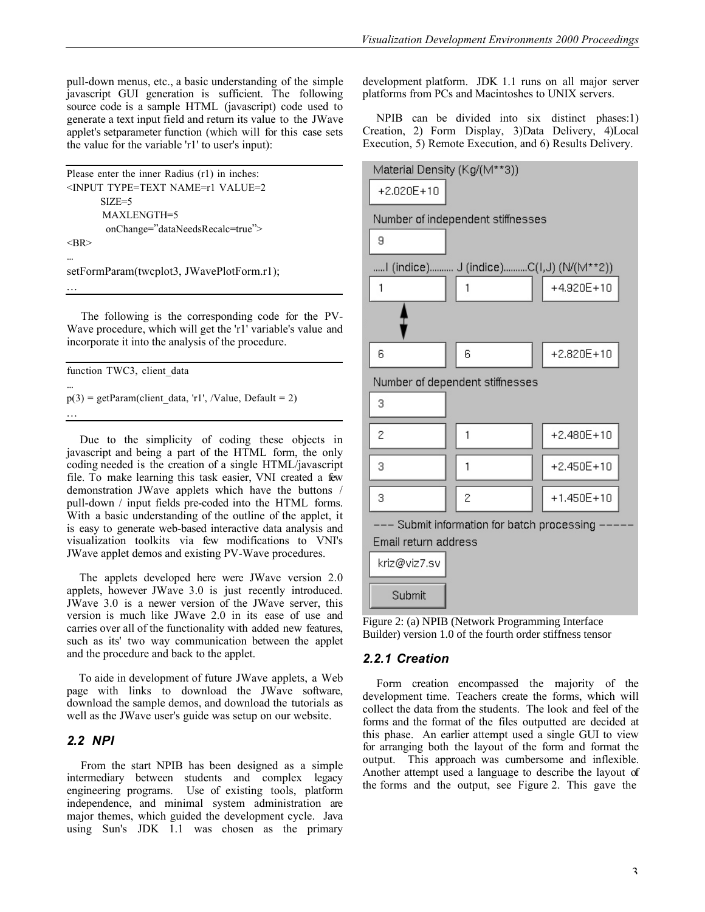pull-down menus, etc., a basic understanding of the simple javascript GUI generation is sufficient. The following source code is a sample HTML (javascript) code used to generate a text input field and return its value to the JWave applet's setparameter function (which will for this case sets the value for the variable 'r1' to user's input):

```
Please enter the inner Radius (r1) in inches:
<INPUT TYPE=TEXT NAME=r1 VALUE=2
        SIZE=5
        MAXLENGTH=5
         onChange="dataNeedsRecalc=true">
<BR>
...
setFormParam(twcplot3, JWavePlotForm.r1);
…
```

The following is the corresponding code for the PV-Wave procedure, which will get the 'r1' variable's value and incorporate it into the analysis of the procedure.

```
function TWC3, client_data
...
p(3) = getParam(client_data, 'r1', /Value, Default = 2)
…
```

Due to the simplicity of coding these objects in javascript and being a part of the HTML form, the only coding needed is the creation of a single HTML/javascript file. To make learning this task easier, VNI created a few demonstration JWave applets which have the buttons / pull-down / input fields pre-coded into the HTML forms. With a basic understanding of the outline of the applet, it is easy to generate web-based interactive data analysis and visualization toolkits via few modifications to VNI's JWave applet demos and existing PV-Wave procedures.

The applets developed here were JWave version 2.0 applets, however JWave 3.0 is just recently introduced. JWave 3.0 is a newer version of the JWave server, this version is much like JWave 2.0 in its ease of use and carries over all of the functionality with added new features, such as its' two way communication between the applet and the procedure and back to the applet.

To aide in development of future JWave applets, a Web page with links to download the JWave software, download the sample demos, and download the tutorials as well as the JWave user's guide was setup on our website.

### *2.2 NPI*

From the start NPIB has been designed as a simple intermediary between students and complex legacy engineering programs. Use of existing tools, platform independence, and minimal system administration are major themes, which guided the development cycle. Java using Sun's JDK 1.1 was chosen as the primary development platform. JDK 1.1 runs on all major server platforms from PCs and Macintoshes to UNIX servers.

NPIB can be divided into six distinct phases:1) Creation, 2) Form Display, 3)Data Delivery, 4)Local Execution, 5) Remote Execution, and 6) Results Delivery.

Material Density (Kg/(M**3))

+2.020E+10

Number of independent stiffnesses

9

.....I (indice).......... J (indice)..........C(I,J) (N/(M**2))

| I | J | C(I,J) |
|---|---|---|
| 1 | 1 | +4.920E+10 |
| 6 | 6 | +2.820E+10 |

Number of dependent stiffnesses

3

| I | J | C(I,J) |
|---|---|---|
| 2 | 1 | +2.480E+10 |
| 3 | 1 | +2.450E+10 |
| 3 | 2 | +1.450E+10 |

--- Submit information for batch processing -----

Email return address

kriz@viz7.sv

Submit

Figure 2: (a) NPIB (Network Programming Interface Builder) version 1.0 of the fourth order stiffness tensor

#### *2.2.1 Creation*

Form creation encompassed the majority of the development time. Teachers create the forms, which will collect the data from the students. The look and feel of the forms and the format of the files outputted are decided at this phase. An earlier attempt used a single GUI to view for arranging both the layout of the form and format the output. This approach was cumbersome and inflexible. Another attempt used a language to describe the layout of the forms and the output, see Figure 2. This gave the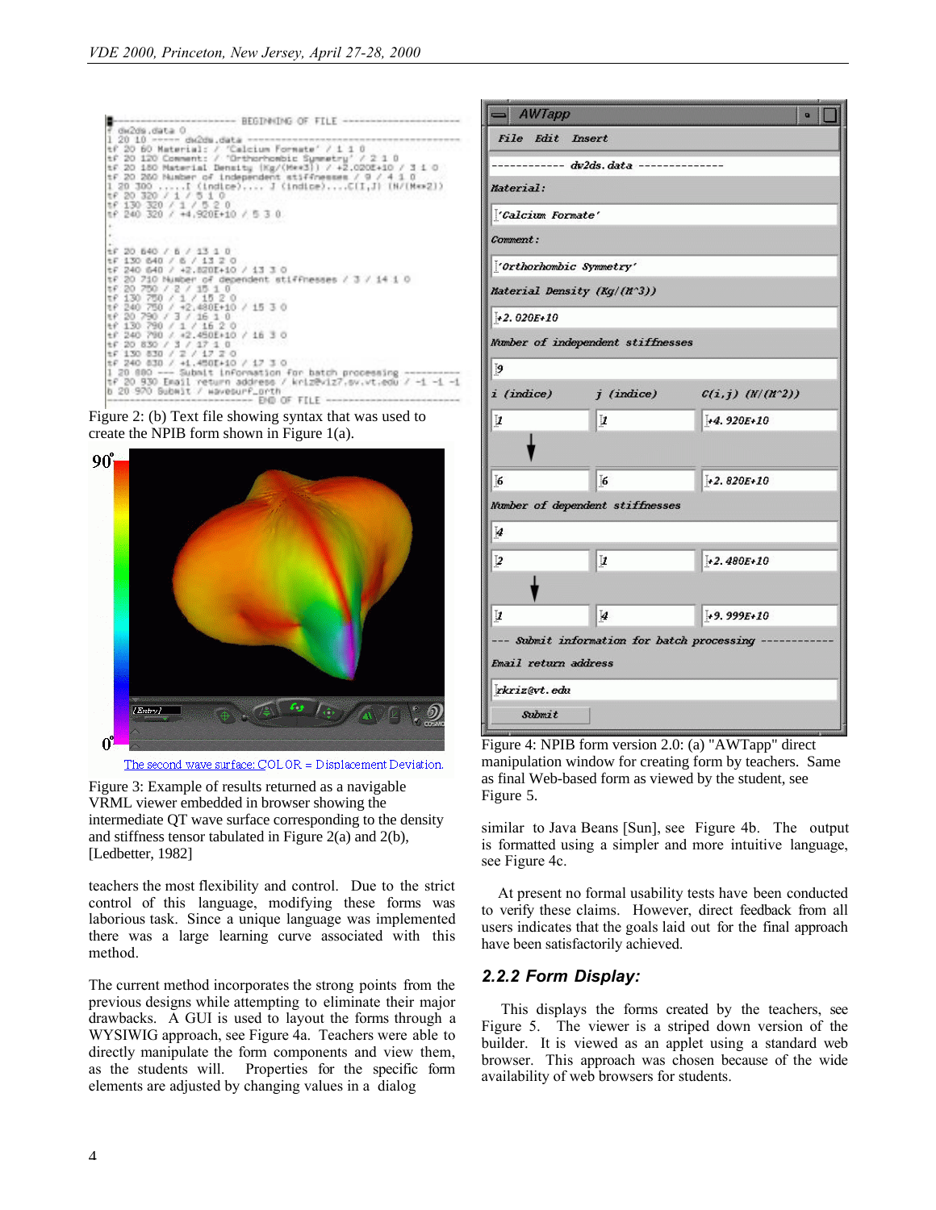Figure 2: (b) Text file showing syntax that was used to create the NPIB form shown in Figure 1(a).

Figure 3: Example of results returned as a navigable VRML viewer embedded in browser showing the intermediate QT wave surface corresponding to the density and stiffness tensor tabulated in Figure 2(a) and 2(b), [Ledbetter, 1982]

teachers the most flexibility and control. Due to the strict control of this language, modifying these forms was laborious task. Since a unique language was implemented there was a large learning curve associated with this method.

The current method incorporates the strong points from the previous designs while attempting to eliminate their major drawbacks. A GUI is used to layout the forms through a WYSIWIG approach, see Figure 4a. Teachers were able to directly manipulate the form components and view them, as the students will. Properties for the specific form elements are adjusted by changing values in a dialog

Figure 4: NPIB form version 2.0: (a) "AWTapp" direct manipulation window for creating form by teachers. Same as final Web-based form as viewed by the student, see Figure 5.

similar to Java Beans [Sun], see Figure 4b. The output is formatted using a simpler and more intuitive language, see Figure 4c.

At present no formal usability tests have been conducted to verify these claims. However, direct feedback from all users indicates that the goals laid out for the final approach have been satisfactorily achieved.

### 2.2.2 Form Display:

This displays the forms created by the teachers, see Figure 5. The viewer is a striped down version of the builder. It is viewed as an applet using a standard web browser. This approach was chosen because of the wide availability of web browsers for students.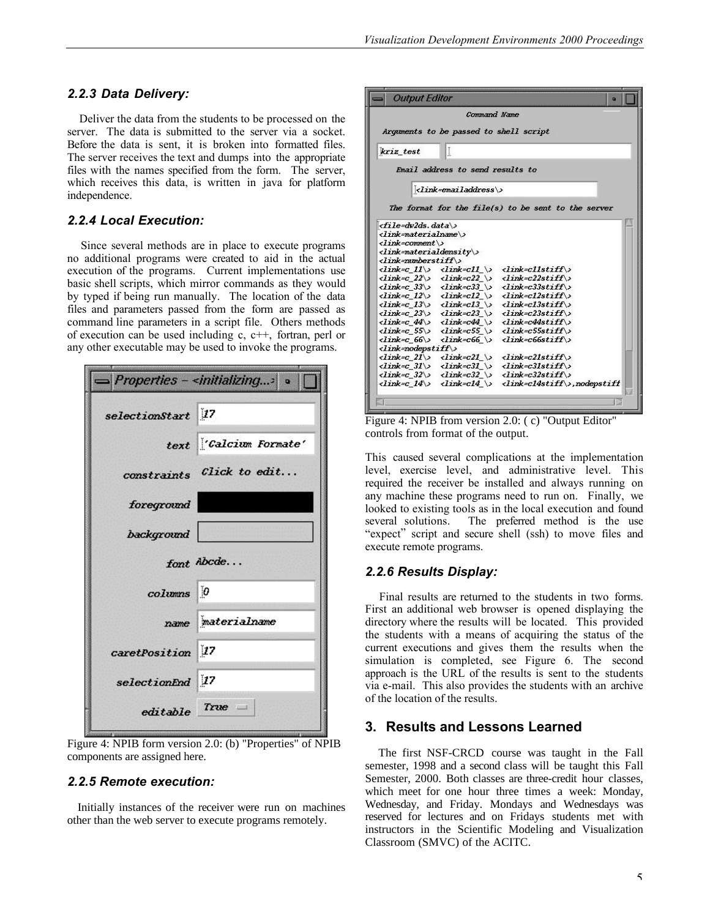### 2.2.3 Data Delivery:

Deliver the data from the students to be processed on the server. The data is submitted to the server via a socket. Before the data is sent, it is broken into formatted files. The server receives the text and dumps into the appropriate files with the names specified from the form. The server, which receives this data, is written in java for platform independence.

### 2.2.4 Local Execution:

Since several methods are in place to execute programs no additional programs were created to aid in the actual execution of the programs. Current implementations use basic shell scripts, which mirror commands as they would by typed if being run manually. The location of the data files and parameters passed from the form are passed as command line parameters in a script file. Others methods of execution can be used including c, c++, fortran, perl or any other executable may be used to invoke the programs.

Figure 4: NPIB form version 2.0: (b) "Properties" of NPIB components are assigned here.

### 2.2.5 Remote execution:

Initially instances of the receiver were run on machines other than the web server to execute programs remotely.

Figure 4: NPIB from version 2.0: ( c) "Output Editor" controls from format of the output.

This caused several complications at the implementation level, exercise level, and administrative level. This required the receiver be installed and always running on any machine these programs need to run on. Finally, we looked to existing tools as in the local execution and found several solutions. The preferred method is the use "expect" script and secure shell (ssh) to move files and execute remote programs.

### 2.2.6 Results Display:

Final results are returned to the students in two forms. First an additional web browser is opened displaying the directory where the results will be located. This provided the students with a means of acquiring the status of the current executions and gives them the results when the simulation is completed, see Figure 6. The second approach is the URL of the results is sent to the students via e-mail. This also provides the students with an archive of the location of the results.

## 3. Results and Lessons Learned

The first NSF-CRCD course was taught in the Fall semester, 1998 and a second class will be taught this Fall Semester, 2000. Both classes are three-credit hour classes, which meet for one hour three times a week: Monday, Wednesday, and Friday. Mondays and Wednesdays was reserved for lectures and on Fridays students met with instructors in the Scientific Modeling and Visualization Classroom (SMVC) of the ACITC.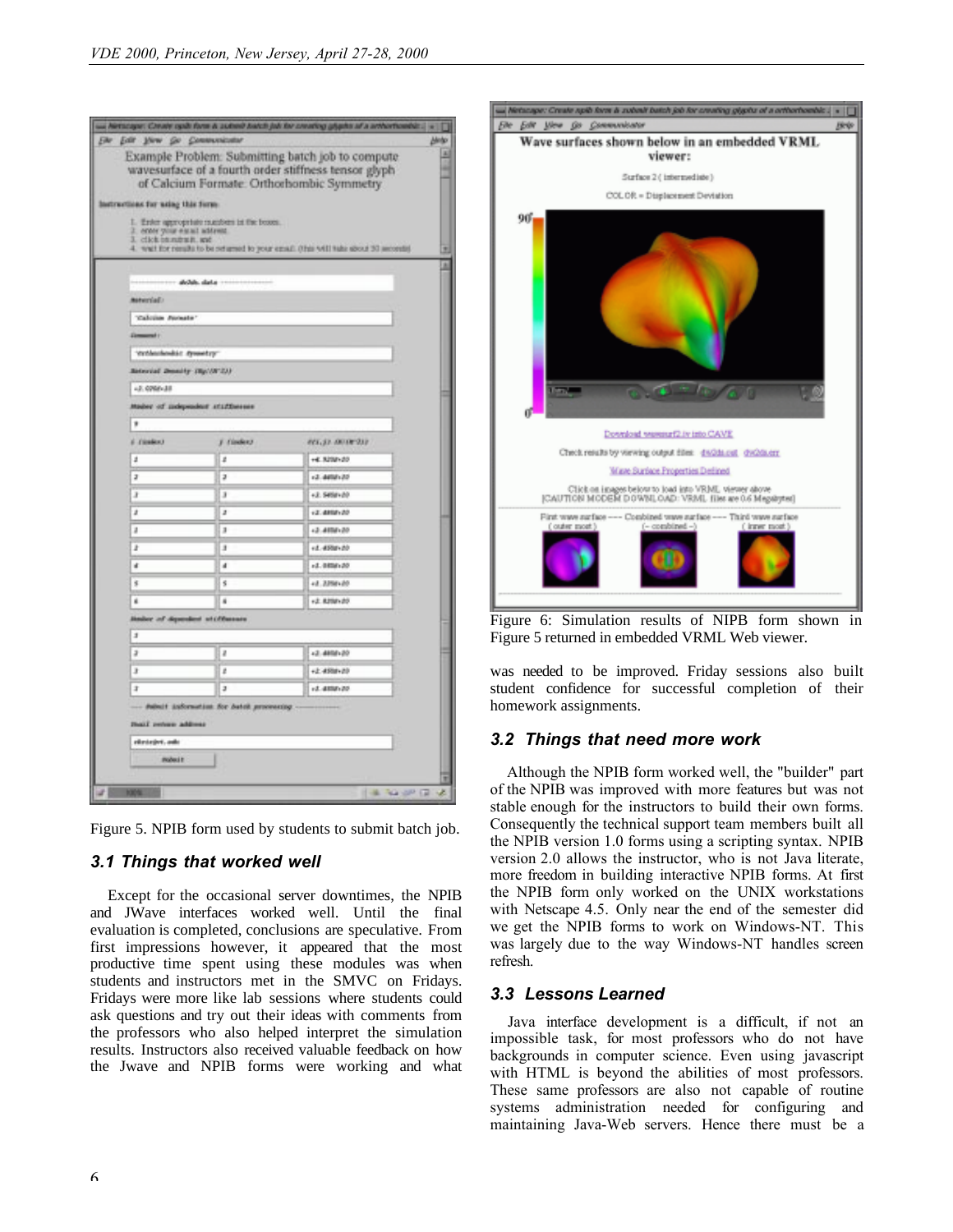Figure 5. NPIB form used by students to submit batch job.

### *3.1 Things that worked well*

Except for the occasional server downtimes, the NPIB and JWave interfaces worked well. Until the final evaluation is completed, conclusions are speculative. From first impressions however, it appeared that the most productive time spent using these modules was when students and instructors met in the SMVC on Fridays. Fridays were more like lab sessions where students could ask questions and try out their ideas with comments from the professors who also helped interpret the simulation results. Instructors also received valuable feedback on how the Jwave and NPIB forms were working and what was needed to be improved. Friday sessions also built student confidence for successful completion of their homework assignments.

Figure 6: Simulation results of NIPB form shown in Figure 5 returned in embedded VRML Web viewer.

### *3.2 Things that need more work*

Although the NPIB form worked well, the "builder" part of the NPIB was improved with more features but was not stable enough for the instructors to build their own forms. Consequently the technical support team members built all the NPIB version 1.0 forms using a scripting syntax. NPIB version 2.0 allows the instructor, who is not Java literate, more freedom in building interactive NPIB forms. At first the NPIB form only worked on the UNIX workstations with Netscape 4.5. Only near the end of the semester did we get the NPIB forms to work on Windows-NT. This was largely due to the way Windows-NT handles screen refresh.

### *3.3 Lessons Learned*

Java interface development is a difficult, if not an impossible task, for most professors who do not have backgrounds in computer science. Even using javascript with HTML is beyond the abilities of most professors. These same professors are also not capable of routine systems administration needed for configuring and maintaining Java-Web servers. Hence there must be a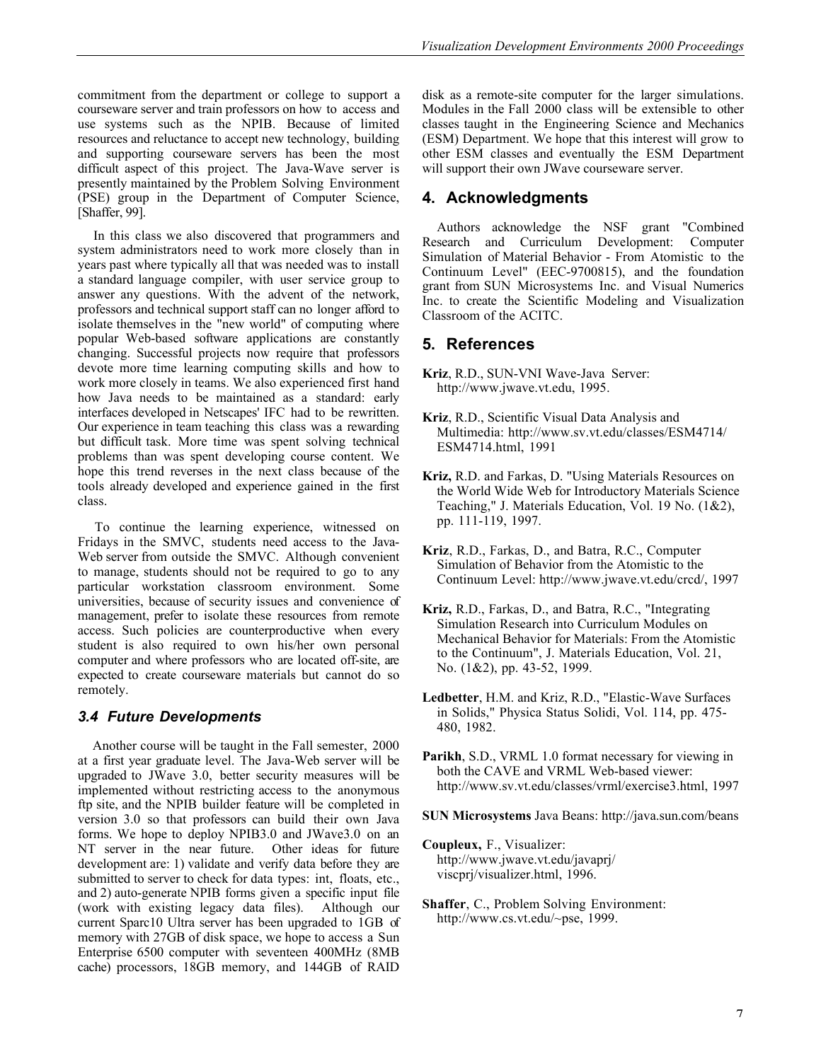commitment from the department or college to support a courseware server and train professors on how to access and use systems such as the NPIB. Because of limited resources and reluctance to accept new technology, building and supporting courseware servers has been the most difficult aspect of this project. The Java-Wave server is presently maintained by the Problem Solving Environment (PSE) group in the Department of Computer Science, [Shaffer, 99].

In this class we also discovered that programmers and system administrators need to work more closely than in years past where typically all that was needed was to install a standard language compiler, with user service group to answer any questions. With the advent of the network, professors and technical support staff can no longer afford to isolate themselves in the "new world" of computing where popular Web-based software applications are constantly changing. Successful projects now require that professors devote more time learning computing skills and how to work more closely in teams. We also experienced first hand how Java needs to be maintained as a standard: early interfaces developed in Netscapes' IFC had to be rewritten. Our experience in team teaching this class was a rewarding but difficult task. More time was spent solving technical problems than was spent developing course content. We hope this trend reverses in the next class because of the tools already developed and experience gained in the first class.

To continue the learning experience, witnessed on Fridays in the SMVC, students need access to the Java-Web server from outside the SMVC. Although convenient to manage, students should not be required to go to any particular workstation classroom environment. Some universities, because of security issues and convenience of management, prefer to isolate these resources from remote access. Such policies are counterproductive when every student is also required to own his/her own personal computer and where professors who are located off-site, are expected to create courseware materials but cannot do so remotely.

### *3.4 Future Developments*

Another course will be taught in the Fall semester, 2000 at a first year graduate level. The Java-Web server will be upgraded to JWave 3.0, better security measures will be implemented without restricting access to the anonymous ftp site, and the NPIB builder feature will be completed in version 3.0 so that professors can build their own Java forms. We hope to deploy NPIB3.0 and JWave3.0 on an NT server in the near future. Other ideas for future development are: 1) validate and verify data before they are submitted to server to check for data types: int, floats, etc., and 2) auto-generate NPIB forms given a specific input file (work with existing legacy data files). Although our current Sparc10 Ultra server has been upgraded to 1GB of memory with 27GB of disk space, we hope to access a Sun Enterprise 6500 computer with seventeen 400MHz (8MB cache) processors, 18GB memory, and 144GB of RAID disk as a remote-site computer for the larger simulations. Modules in the Fall 2000 class will be extensible to other classes taught in the Engineering Science and Mechanics (ESM) Department. We hope that this interest will grow to other ESM classes and eventually the ESM Department will support their own JWave courseware server.

## 4. Acknowledgments

Authors acknowledge the NSF grant "Combined Research and Curriculum Development: Computer Simulation of Material Behavior - From Atomistic to the Continuum Level" (EEC-9700815), and the foundation grant from SUN Microsystems Inc. and Visual Numerics Inc. to create the Scientific Modeling and Visualization Classroom of the ACITC.

## 5. References

**Kriz**, R.D., SUN-VNI Wave-Java Server: http://www.jwave.vt.edu, 1995.

**Kriz**, R.D., Scientific Visual Data Analysis and Multimedia: http://www.sv.vt.edu/classes/ESM4714/ESM4714.html, 1991

**Kriz,** R.D. and Farkas, D. "Using Materials Resources on the World Wide Web for Introductory Materials Science Teaching," J. Materials Education, Vol. 19 No. (1&2), pp. 111-119, 1997.

**Kriz**, R.D., Farkas, D., and Batra, R.C., Computer Simulation of Behavior from the Atomistic to the Continuum Level: http://www.jwave.vt.edu/crcd/, 1997

**Kriz,** R.D., Farkas, D., and Batra, R.C., "Integrating Simulation Research into Curriculum Modules on Mechanical Behavior for Materials: From the Atomistic to the Continuum", J. Materials Education, Vol. 21, No. (1&2), pp. 43-52, 1999.

**Ledbetter**, H.M. and Kriz, R.D., "Elastic-Wave Surfaces in Solids," Physica Status Solidi, Vol. 114, pp. 475-480, 1982.

**Parikh**, S.D., VRML 1.0 format necessary for viewing in both the CAVE and VRML Web-based viewer: http://www.sv.vt.edu/classes/vrml/exercise3.html, 1997

**SUN Microsystems** Java Beans: http://java.sun.com/beans

**Coupleux,** F., Visualizer: http://www.jwave.vt.edu/javaprj/viscprj/visualizer.html, 1996.

**Shaffer**, C., Problem Solving Environment: http://www.cs.vt.edu/~pse, 1999.